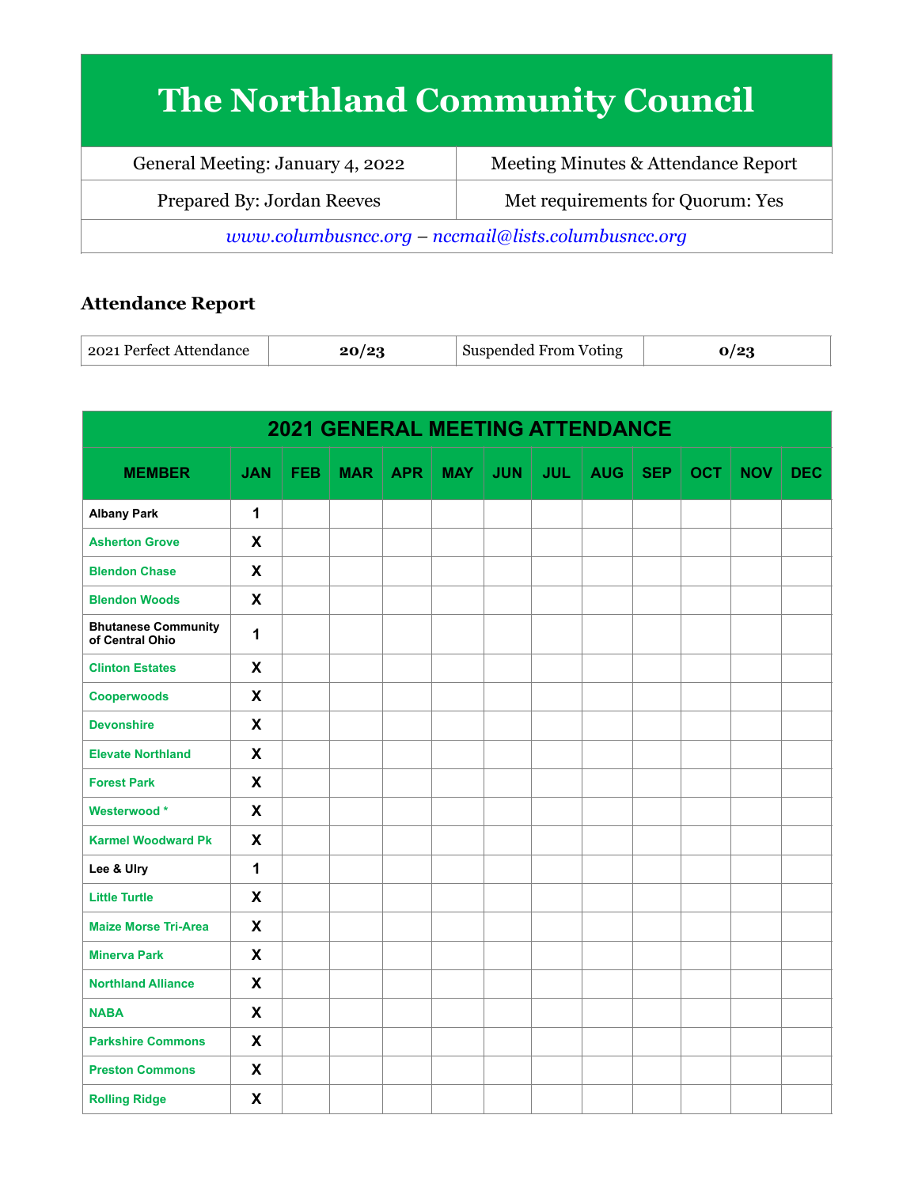# The Northland Community Council

| General Meeting: January 4, 2022 | Meeting Minutes & Attendance Report |
|---|---|
| Prepared By: Jordan Reeves | Met requirements for Quorum: Yes |

*www.columbusncc.org – nccmail@lists.columbusncc.org*

## Attendance Report

| 2021 Perfect Attendance | **20/23** | Suspended From Voting | **0/23** |
|---|---|---|---|

| **2021 GENERAL MEETING ATTENDANCE** | | | | | | | | | | | | |
|---|---|---|---|---|---|---|---|---|---|---|---|---|
| **MEMBER** | **JAN** | **FEB** | **MAR** | **APR** | **MAY** | **JUN** | **JUL** | **AUG** | **SEP** | **OCT** | **NOV** | **DEC** |
| Albany Park | 1 | | | | | | | | | | | |
| Asherton Grove | X | | | | | | | | | | | |
| Blendon Chase | X | | | | | | | | | | | |
| Blendon Woods | X | | | | | | | | | | | |
| Bhutanese Community of Central Ohio | 1 | | | | | | | | | | | |
| Clinton Estates | X | | | | | | | | | | | |
| Cooperwoods | X | | | | | | | | | | | |
| Devonshire | X | | | | | | | | | | | |
| Elevate Northland | X | | | | | | | | | | | |
| Forest Park | X | | | | | | | | | | | |
| Westerwood * | X | | | | | | | | | | | |
| Karmel Woodward Pk | X | | | | | | | | | | | |
| Lee & Ulry | 1 | | | | | | | | | | | |
| Little Turtle | X | | | | | | | | | | | |
| Maize Morse Tri-Area | X | | | | | | | | | | | |
| Minerva Park | X | | | | | | | | | | | |
| Northland Alliance | X | | | | | | | | | | | |
| NABA | X | | | | | | | | | | | |
| Parkshire Commons | X | | | | | | | | | | | |
| Preston Commons | X | | | | | | | | | | | |
| Rolling Ridge | X | | | | | | | | | | | |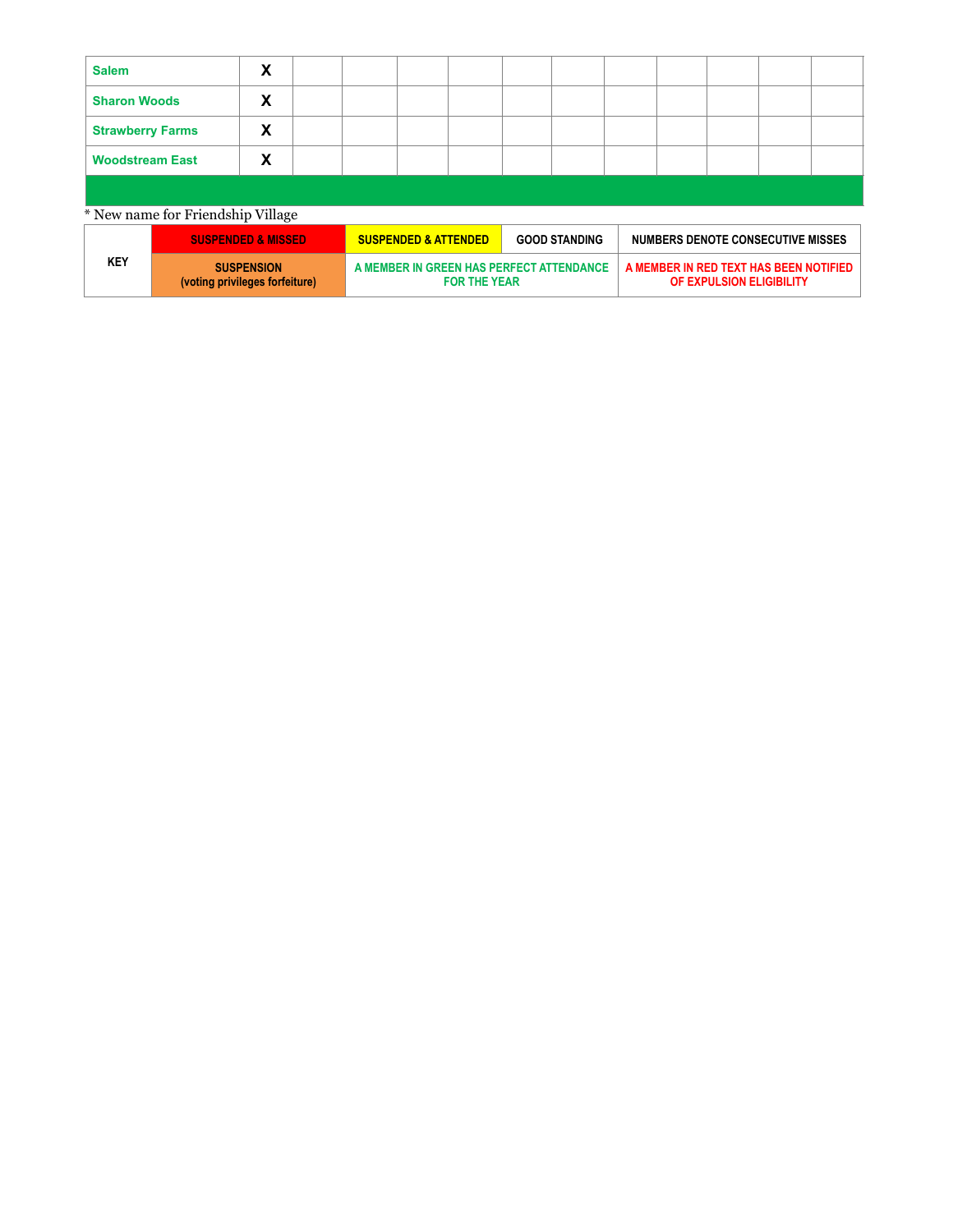| | | | | | | | | | | | | |
|---|---|---|---|---|---|---|---|---|---|---|---|---|
| Salem | X | | | | | | | | | | | |
| Sharon Woods | X | | | | | | | | | | | |
| Strawberry Farms | X | | | | | | | | | | | |
| Woodstream East | X | | | | | | | | | | | |
| | | | | | | | | | | | | |

* New name for Friendship Village

| KEY | SUSPENDED & MISSED | SUSPENDED & ATTENDED | GOOD STANDING | NUMBERS DENOTE CONSECUTIVE MISSES |
|---|---|---|---|---|
| | SUSPENSION (voting privileges forfeiture) | A MEMBER IN GREEN HAS PERFECT ATTENDANCE FOR THE YEAR | | A MEMBER IN RED TEXT HAS BEEN NOTIFIED OF EXPULSION ELIGIBILITY |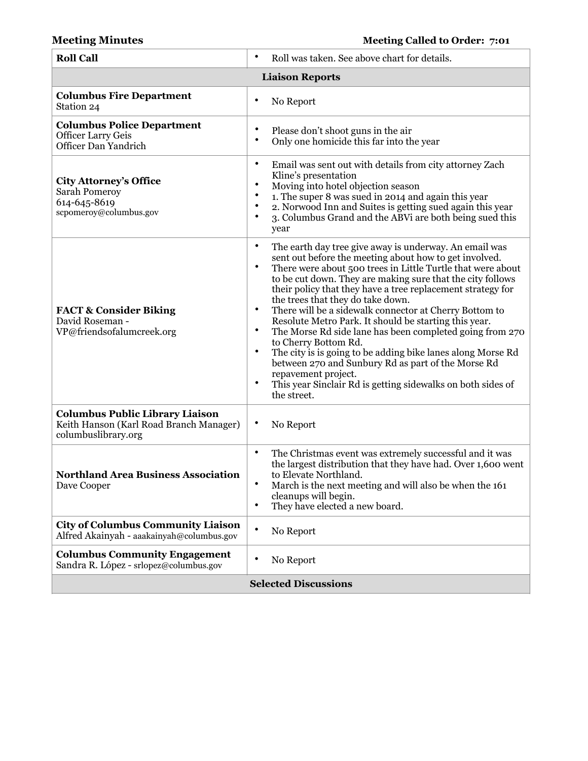**Meeting Minutes** **Meeting Called to Order: 7:01**

| | |
|---|---|
| **Roll Call** | • Roll was taken. See above chart for details. |
| **Liaison Reports** | |
| **Columbus Fire Department**<br>Station 24 | • No Report |
| **Columbus Police Department**<br>Officer Larry Geis<br>Officer Dan Yandrich | • Please don't shoot guns in the air<br>• Only one homicide this far into the year |
| **City Attorney's Office**<br>Sarah Pomeroy<br>614-645-8619<br>scpomeroy@columbus.gov | • Email was sent out with details from city attorney Zach Kline's presentation<br>• Moving into hotel objection season<br>• 1. The super 8 was sued in 2014 and again this year<br>• 2. Norwood Inn and Suites is getting sued again this year<br>• 3. Columbus Grand and the ABVi are both being sued this year |
| **FACT & Consider Biking**<br>David Roseman -<br>VP@friendsofalumcreek.org | • The earth day tree give away is underway. An email was sent out before the meeting about how to get involved.<br>• There were about 500 trees in Little Turtle that were about to be cut down. They are making sure that the city follows their policy that they have a tree replacement strategy for the trees that they do take down.<br>• There will be a sidewalk connector at Cherry Bottom to Resolute Metro Park. It should be starting this year.<br>• The Morse Rd side lane has been completed going from 270 to Cherry Bottom Rd.<br>• The city is is going to be adding bike lanes along Morse Rd between 270 and Sunbury Rd as part of the Morse Rd repavement project.<br>• This year Sinclair Rd is getting sidewalks on both sides of the street. |
| **Columbus Public Library Liaison**<br>Keith Hanson (Karl Road Branch Manager)<br>columbuslibrary.org | • No Report |
| **Northland Area Business Association**<br>Dave Cooper | • The Christmas event was extremely successful and it was the largest distribution that they have had. Over 1,600 went to Elevate Northland.<br>• March is the next meeting and will also be when the 161 cleanups will begin.<br>• They have elected a new board. |
| **City of Columbus Community Liaison**<br>Alfred Akainyah - aaakainyah@columbus.gov | • No Report |
| **Columbus Community Engagement**<br>Sandra R. López - srlopez@columbus.gov | • No Report |
| **Selected Discussions** | |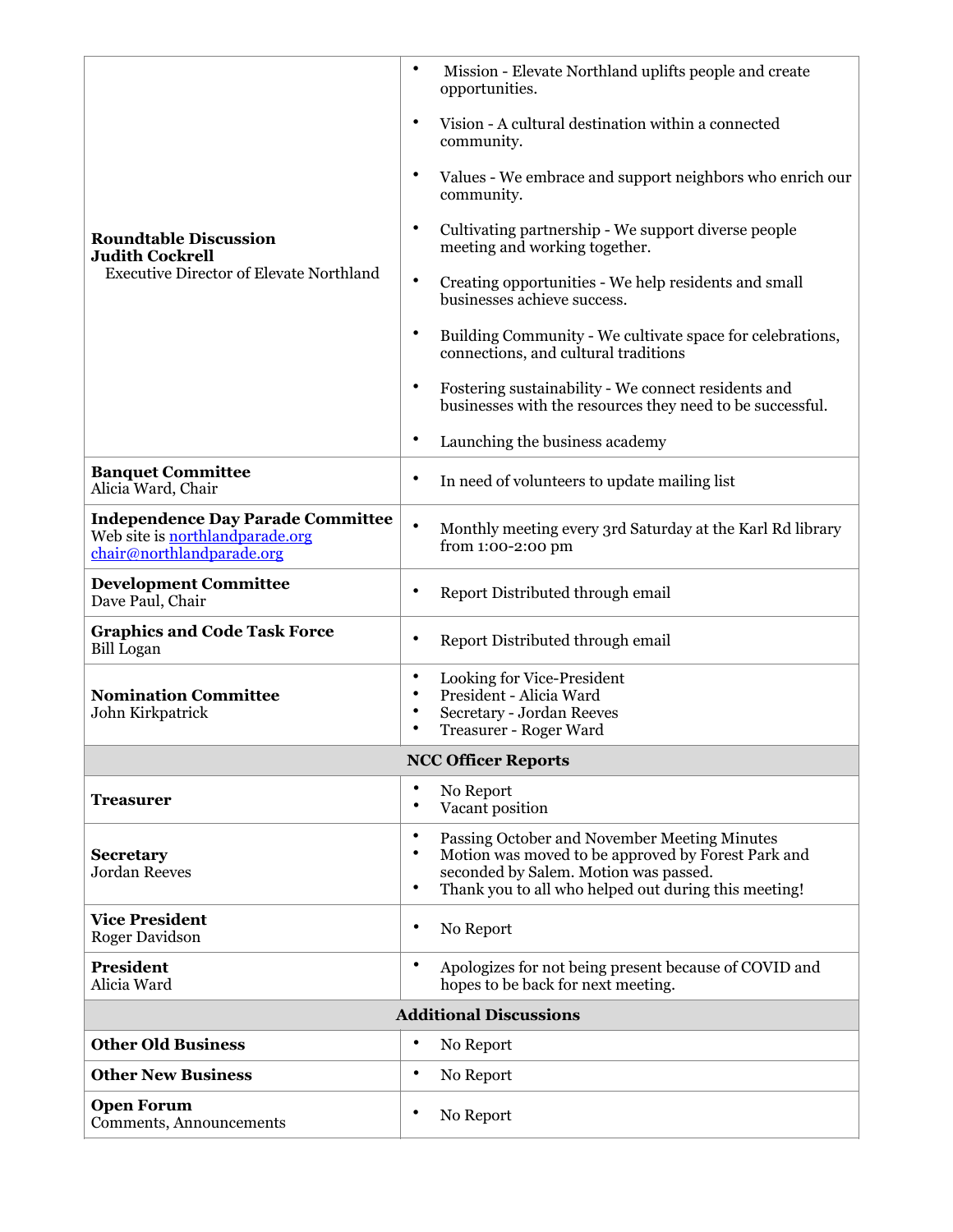| | |
|---|---|
| **Roundtable Discussion**<br>**Judith Cockrell**<br>Executive Director of Elevate Northland | • Mission - Elevate Northland uplifts people and create opportunities.<br>• Vision - A cultural destination within a connected community.<br>• Values - We embrace and support neighbors who enrich our community.<br>• Cultivating partnership - We support diverse people meeting and working together.<br>• Creating opportunities - We help residents and small businesses achieve success.<br>• Building Community - We cultivate space for celebrations, connections, and cultural traditions<br>• Fostering sustainability - We connect residents and businesses with the resources they need to be successful.<br>• Launching the business academy |
| **Banquet Committee**<br>Alicia Ward, Chair | • In need of volunteers to update mailing list |
| **Independence Day Parade Committee**<br>Web site is northlandparade.org<br>chair@northlandparade.org | • Monthly meeting every 3rd Saturday at the Karl Rd library from 1:00-2:00 pm |
| **Development Committee**<br>Dave Paul, Chair | • Report Distributed through email |
| **Graphics and Code Task Force**<br>Bill Logan | • Report Distributed through email |
| **Nomination Committee**<br>John Kirkpatrick | • Looking for Vice-President<br>• President - Alicia Ward<br>• Secretary - Jordan Reeves<br>• Treasurer - Roger Ward |
| **NCC Officer Reports** | |
| **Treasurer** | • No Report<br>• Vacant position |
| **Secretary**<br>Jordan Reeves | • Passing October and November Meeting Minutes<br>• Motion was moved to be approved by Forest Park and seconded by Salem. Motion was passed.<br>• Thank you to all who helped out during this meeting! |
| **Vice President**<br>Roger Davidson | • No Report |
| **President**<br>Alicia Ward | • Apologizes for not being present because of COVID and hopes to be back for next meeting. |
| **Additional Discussions** | |
| **Other Old Business** | • No Report |
| **Other New Business** | • No Report |
| **Open Forum**<br>Comments, Announcements | • No Report |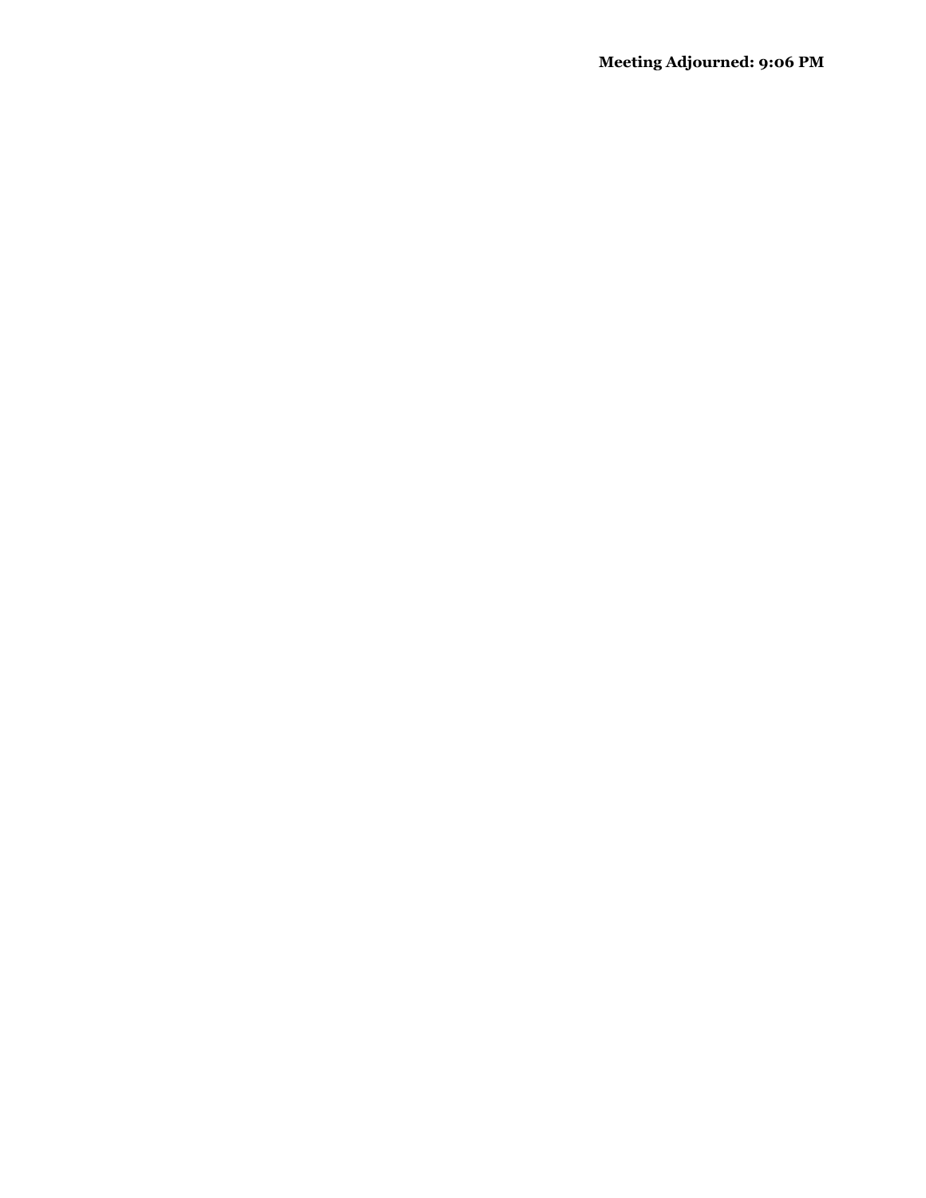**Meeting Adjourned: 9:06 PM**